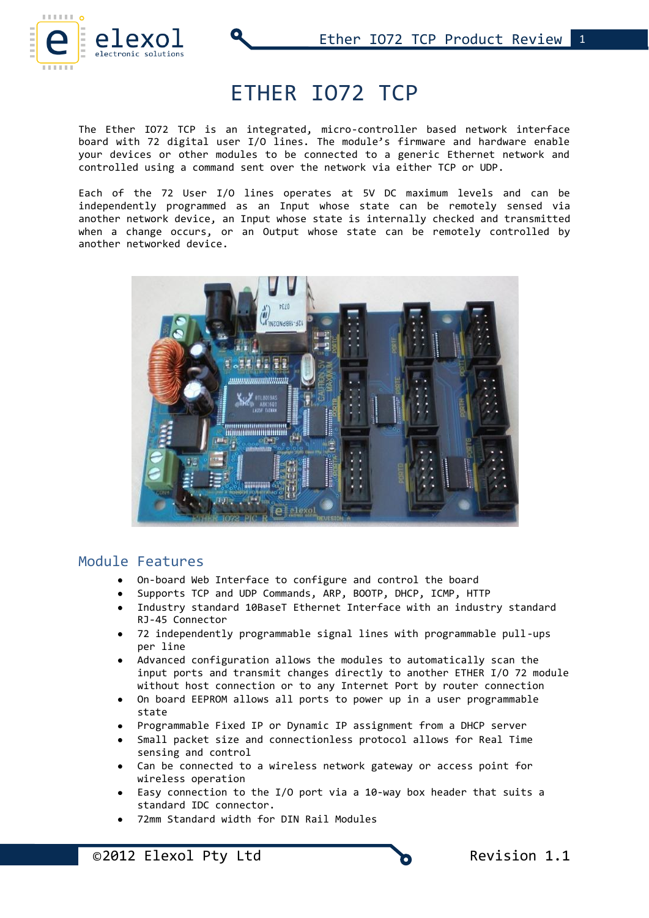# ETHER IO72 TCP

The Ether IO72 TCP is an integrated, micro-controller based network interface board with 72 digital user I/O lines. The module's firmware and hardware enable your devices or other modules to be connected to a generic Ethernet network and controlled using a command sent over the network via either TCP or UDP.

Each of the 72 User I/O lines operates at 5V DC maximum levels and can be independently programmed as an Input whose state can be remotely sensed via another network device, an Input whose state is internally checked and transmitted when a change occurs, or an Output whose state can be remotely controlled by another networked device.

## Module Features

- On-board Web Interface to configure and control the board
- Supports TCP and UDP Commands, ARP, BOOTP, DHCP, ICMP, HTTP
- Industry standard 10BaseT Ethernet Interface with an industry standard RJ-45 Connector
- 72 independently programmable signal lines with programmable pull-ups per line
- Advanced configuration allows the modules to automatically scan the input ports and transmit changes directly to another ETHER I/O 72 module without host connection or to any Internet Port by router connection
- On board EEPROM allows all ports to power up in a user programmable state
- Programmable Fixed IP or Dynamic IP assignment from a DHCP server
- Small packet size and connectionless protocol allows for Real Time sensing and control
- Can be connected to a wireless network gateway or access point for wireless operation
- Easy connection to the I/O port via a 10-way box header that suits a standard IDC connector.
- 72mm Standard width for DIN Rail Modules

©2012 Elexol Pty Ltd — Revision 1.1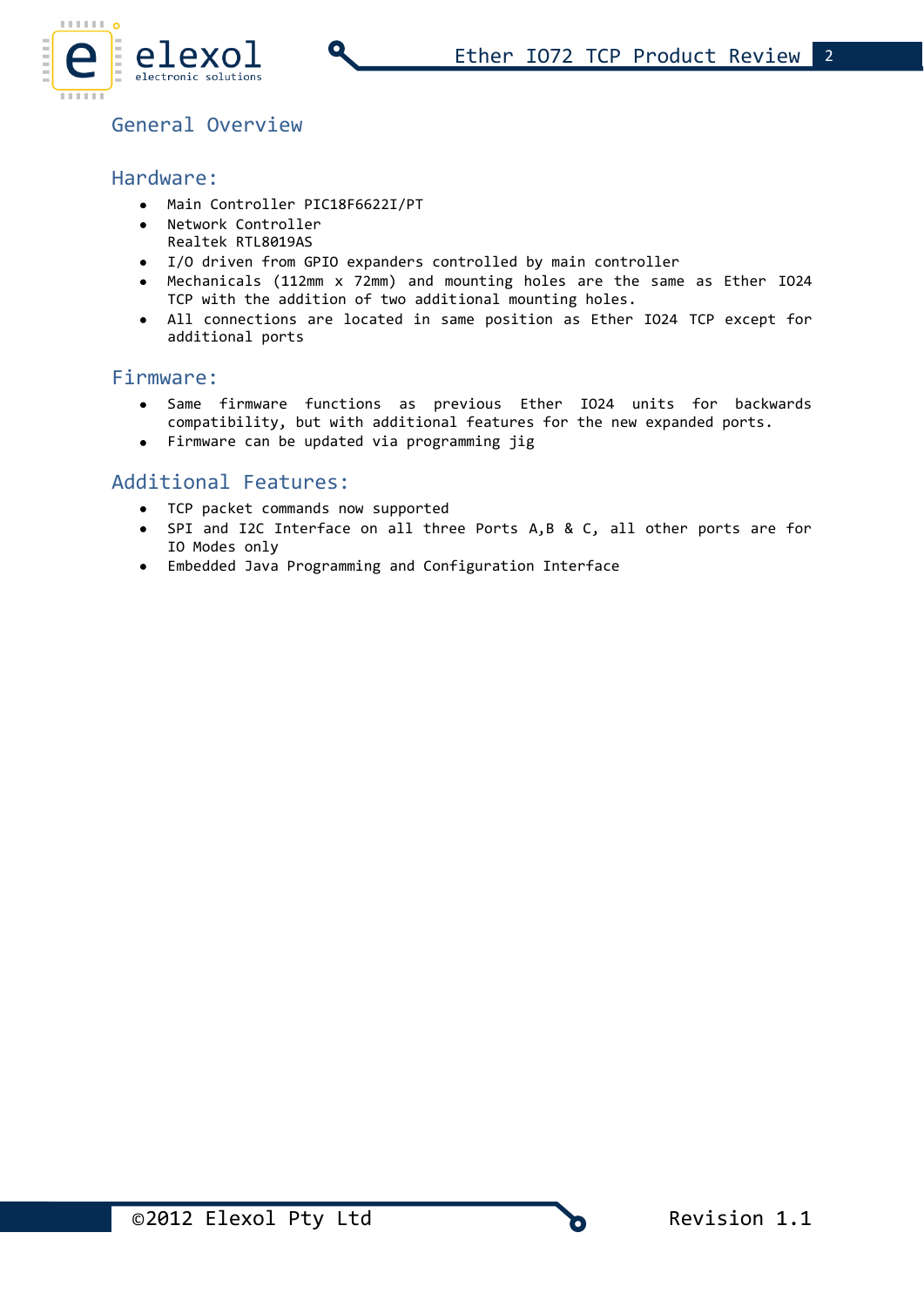## General Overview

### Hardware:

- Main Controller PIC18F6622I/PT
- Network Controller
  Realtek RTL8019AS
- I/O driven from GPIO expanders controlled by main controller
- Mechanicals (112mm x 72mm) and mounting holes are the same as Ether IO24 TCP with the addition of two additional mounting holes.
- All connections are located in same position as Ether IO24 TCP except for additional ports

### Firmware:

- Same firmware functions as previous Ether IO24 units for backwards compatibility, but with additional features for the new expanded ports.
- Firmware can be updated via programming jig

### Additional Features:

- TCP packet commands now supported
- SPI and I2C Interface on all three Ports A,B & C, all other ports are for IO Modes only
- Embedded Java Programming and Configuration Interface